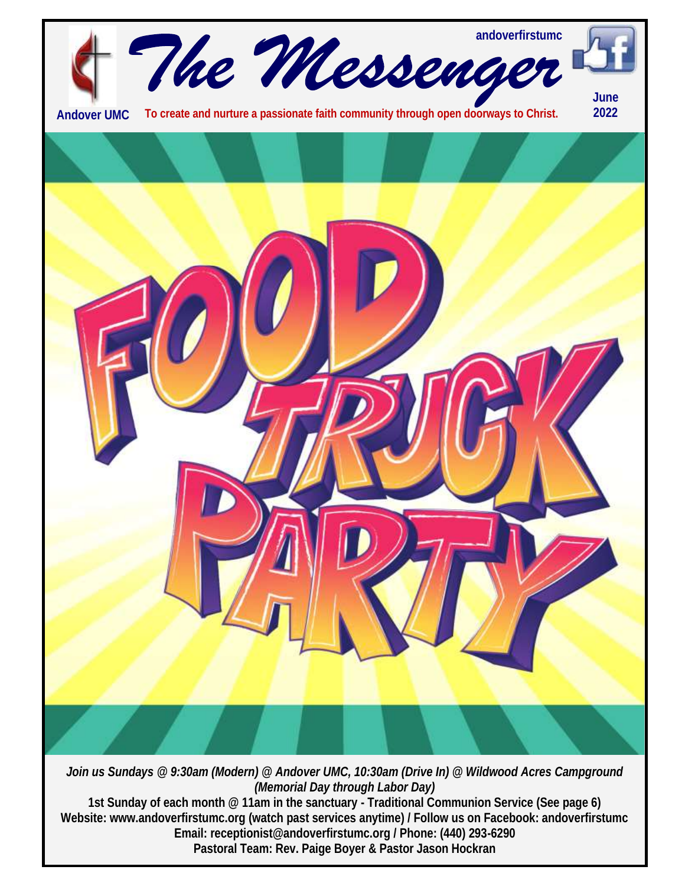# The Messenger

andoverfirstumc

**Andover UMC** — To create and nurture a passionate faith community through open doorways to Christ.

**June 2022**

# FOOD TRUCK PARTY

***Join us Sundays @ 9:30am (Modern) @ Andover UMC, 10:30am (Drive In) @ Wildwood Acres Campground (Memorial Day through Labor Day)***

**1st Sunday of each month @ 11am in the sanctuary - Traditional Communion Service (See page 6)**

**Website: www.andoverfirstumc.org (watch past services anytime) / Follow us on Facebook: andoverfirstumc**

**Email: receptionist@andoverfirstumc.org / Phone: (440) 293-6290**

**Pastoral Team: Rev. Paige Boyer & Pastor Jason Hockran**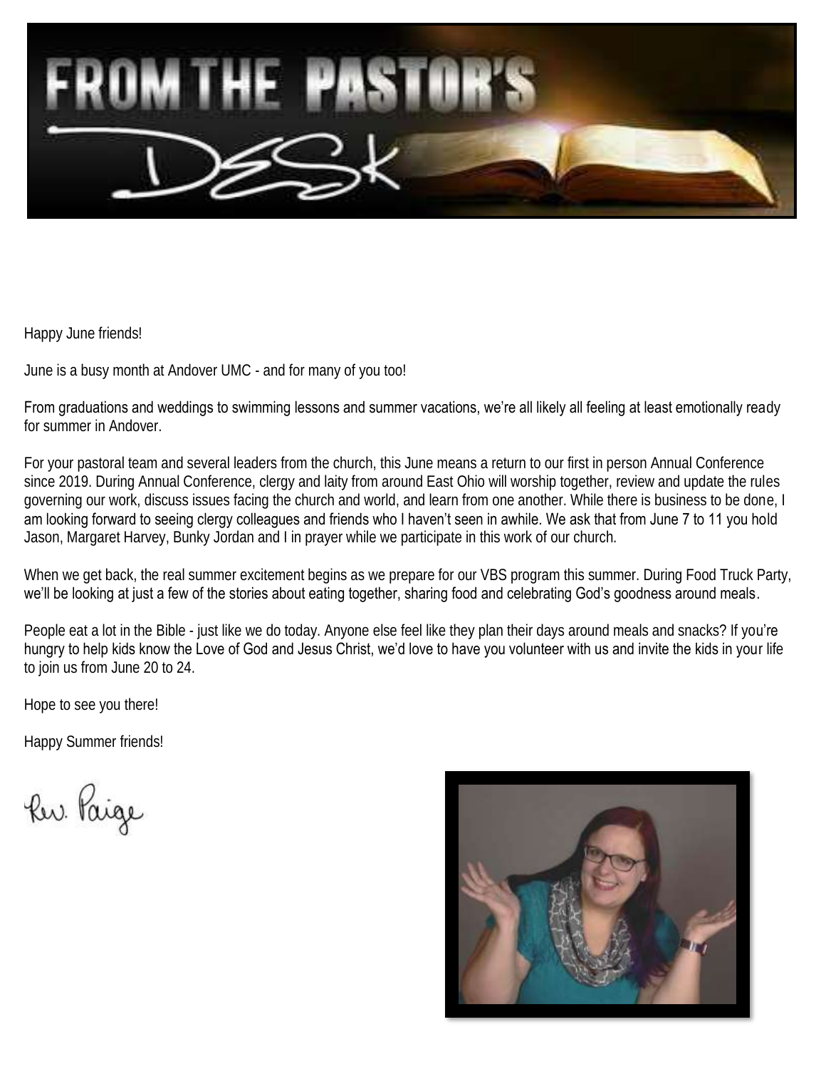# From the Pastor's Desk

Happy June friends!

June is a busy month at Andover UMC - and for many of you too!

From graduations and weddings to swimming lessons and summer vacations, we're all likely all feeling at least emotionally ready for summer in Andover.

For your pastoral team and several leaders from the church, this June means a return to our first in person Annual Conference since 2019. During Annual Conference, clergy and laity from around East Ohio will worship together, review and update the rules governing our work, discuss issues facing the church and world, and learn from one another. While there is business to be done, I am looking forward to seeing clergy colleagues and friends who I haven't seen in awhile. We ask that from June 7 to 11 you hold Jason, Margaret Harvey, Bunky Jordan and I in prayer while we participate in this work of our church.

When we get back, the real summer excitement begins as we prepare for our VBS program this summer. During Food Truck Party, we'll be looking at just a few of the stories about eating together, sharing food and celebrating God's goodness around meals.

People eat a lot in the Bible - just like we do today. Anyone else feel like they plan their days around meals and snacks? If you're hungry to help kids know the Love of God and Jesus Christ, we'd love to have you volunteer with us and invite the kids in your life to join us from June 20 to 24.

Hope to see you there!

Happy Summer friends!

Rev. Paige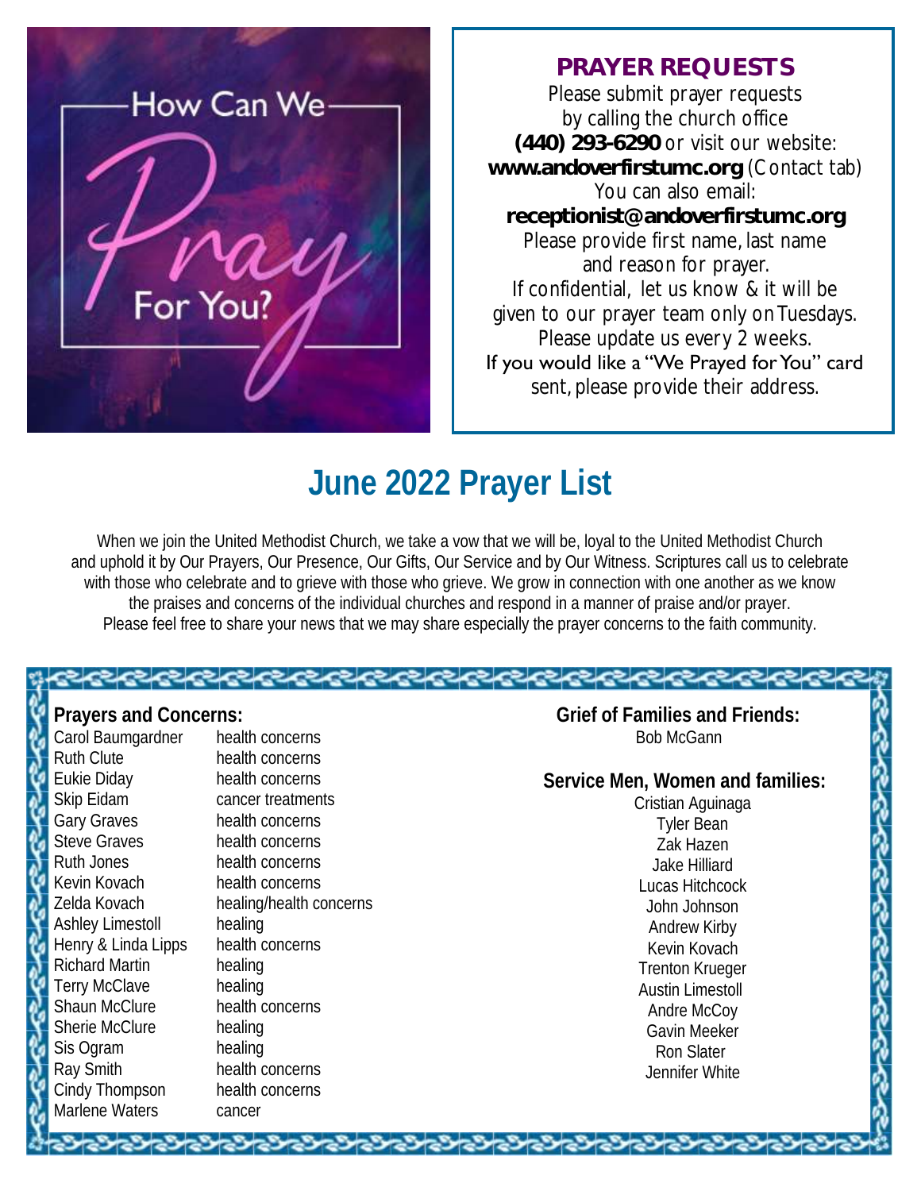How Can We Pray For You?

## PRAYER REQUESTS

Please submit prayer requests by calling the church office **(440) 293-6290** or visit our website: **www.andoverfirstumc.org** (Contact tab) You can also email: **receptionist@andoverfirstumc.org**

Please provide first name, last name and reason for prayer. If confidential, let us know & it will be given to our prayer team only on Tuesdays. Please update us every 2 weeks. If you would like a "We Prayed for You" card sent, please provide their address.

# June 2022 Prayer List

When we join the United Methodist Church, we take a vow that we will be, loyal to the United Methodist Church and uphold it by Our Prayers, Our Presence, Our Gifts, Our Service and by Our Witness. Scriptures call us to celebrate with those who celebrate and to grieve with those who grieve. We grow in connection with one another as we know the praises and concerns of the individual churches and respond in a manner of praise and/or prayer. Please feel free to share your news that we may share especially the prayer concerns to the faith community.

### Prayers and Concerns:

| Name | Concern |
|---|---|
| Carol Baumgardner | health concerns |
| Ruth Clute | health concerns |
| Eukie Diday | health concerns |
| Skip Eidam | cancer treatments |
| Gary Graves | health concerns |
| Steve Graves | health concerns |
| Ruth Jones | health concerns |
| Kevin Kovach | health concerns |
| Zelda Kovach | healing/health concerns |
| Ashley Limestoll | healing |
| Henry & Linda Lipps | health concerns |
| Richard Martin | healing |
| Terry McClave | healing |
| Shaun McClure | health concerns |
| Sherie McClure | healing |
| Sis Ogram | healing |
| Ray Smith | health concerns |
| Cindy Thompson | health concerns |
| Marlene Waters | cancer |

### Grief of Families and Friends:

Bob McGann

### Service Men, Women and families:

Cristian Aguinaga
Tyler Bean
Zak Hazen
Jake Hilliard
Lucas Hitchcock
John Johnson
Andrew Kirby
Kevin Kovach
Trenton Krueger
Austin Limestoll
Andre McCoy
Gavin Meeker
Ron Slater
Jennifer White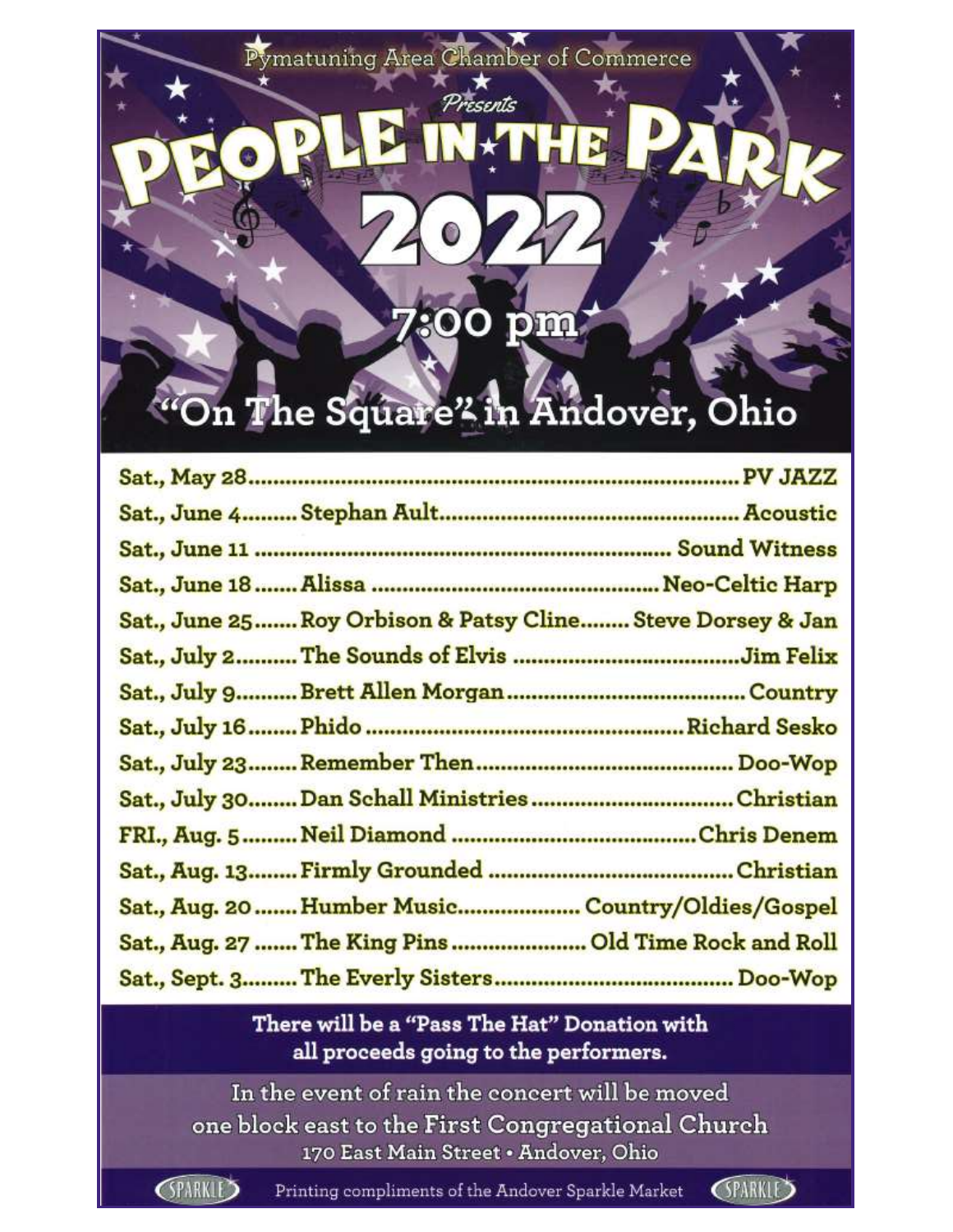Pymatuning Area Chamber of Commerce

*Presents*

# PEOPLE IN THE PARK 2022

## 7:00 pm

## "On The Square" in Andover, Ohio

| Date | Performer | Genre/Act |
|---|---|---|
| Sat., May 28 | | PV JAZZ |
| Sat., June 4 | Stephan Ault | Acoustic |
| Sat., June 11 | | Sound Witness |
| Sat., June 18 | Alissa | Neo-Celtic Harp |
| Sat., June 25 | Roy Orbison & Patsy Cline | Steve Dorsey & Jan |
| Sat., July 2 | The Sounds of Elvis | Jim Felix |
| Sat., July 9 | Brett Allen Morgan | Country |
| Sat., July 16 | Phido | Richard Sesko |
| Sat., July 23 | Remember Then | Doo-Wop |
| Sat., July 30 | Dan Schall Ministries | Christian |
| FRI., Aug. 5 | Neil Diamond | Chris Denem |
| Sat., Aug. 13 | Firmly Grounded | Christian |
| Sat., Aug. 20 | Humber Music | Country/Oldies/Gospel |
| Sat., Aug. 27 | The King Pins | Old Time Rock and Roll |
| Sat., Sept. 3 | The Everly Sisters | Doo-Wop |

**There will be a "Pass The Hat" Donation with all proceeds going to the performers.**

In the event of rain the concert will be moved one block east to the First Congregational Church

170 East Main Street • Andover, Ohio

SPARKLE Printing compliments of the Andover Sparkle Market SPARKLE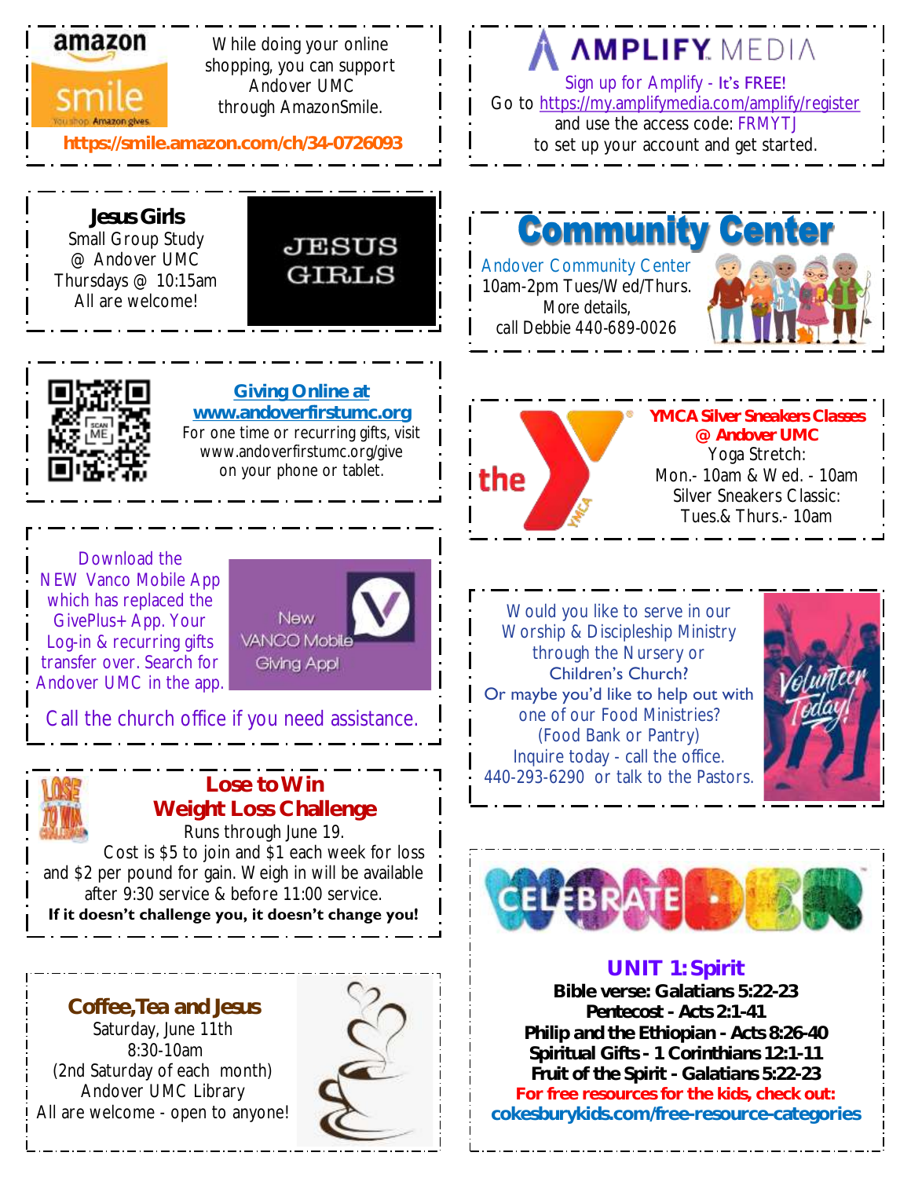While doing your online shopping, you can support Andover UMC through AmazonSmile.

https://smile.amazon.com/ch/34-0726093

---

Sign up for Amplify - It's FREE!
Go to https://my.amplifymedia.com/amplify/register and use the access code: FRMYTJ to set up your account and get started.

---

### Jesus Girls

Small Group Study
@ Andover UMC
Thursdays @ 10:15am
All are welcome!

---

## Community Center

Andover Community Center
10am-2pm Tues/Wed/Thurs.
More details,
call Debbie 440-689-0026

---

### Giving Online at www.andoverfirstumc.org

For one time or recurring gifts, visit www.andoverfirstumc.org/give on your phone or tablet.

---

### YMCA Silver Sneakers Classes @ Andover UMC

Yoga Stretch:
Mon.- 10am & Wed. - 10am
Silver Sneakers Classic:
Tues.& Thurs.- 10am

---

Download the NEW Vanco Mobile App which has replaced the GivePlus+ App. Your Log-in & recurring gifts transfer over. Search for Andover UMC in the app.

Call the church office if you need assistance.

---

Would you like to serve in our Worship & Discipleship Ministry through the Nursery or Children's Church?
Or maybe you'd like to help out with one of our Food Ministries? (Food Bank or Pantry)
Inquire today - call the office.
440-293-6290 or talk to the Pastors.

---

### Lose to Win Weight Loss Challenge

Runs through June 19.
Cost is $5 to join and $1 each week for loss and $2 per pound for gain. Weigh in will be available after 9:30 service & before 11:00 service.
**If it doesn't challenge you, it doesn't change you!**

---

### Coffee, Tea and Jesus

Saturday, June 11th
8:30-10am
(2nd Saturday of each month)
Andover UMC Library
All are welcome - open to anyone!

---

### UNIT 1: Spirit

**Bible verse: Galatians 5:22-23**
**Pentecost - Acts 2:1-41**
**Philip and the Ethiopian - Acts 8:26-40**
**Spiritual Gifts - 1 Corinthians 12:1-11**
**Fruit of the Spirit - Galatians 5:22-23**
**For free resources for the kids, check out:**
**cokesburykids.com/free-resource-categories**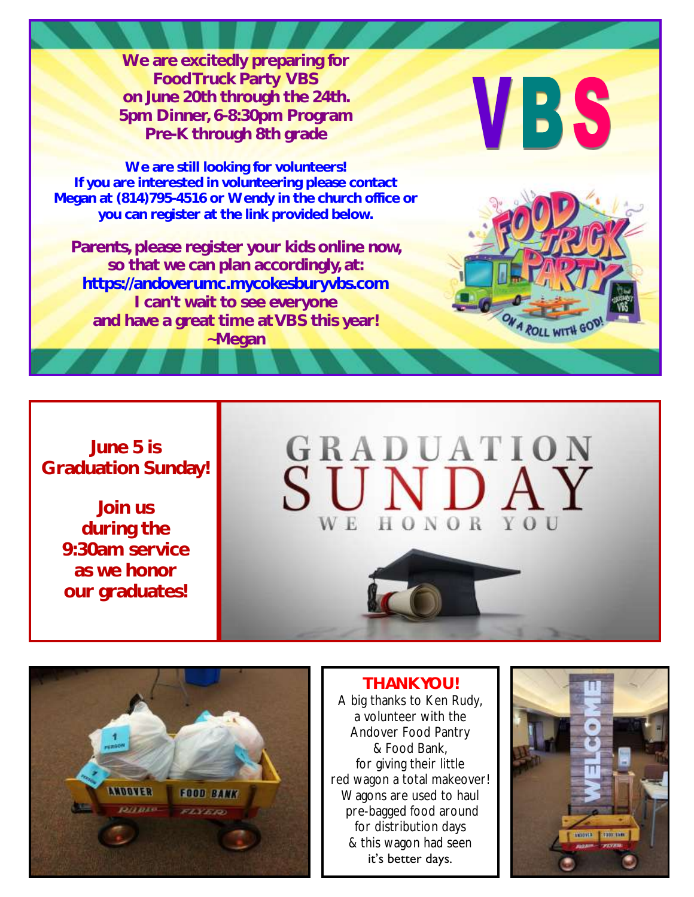**We are excitedly preparing for
Food Truck Party VBS
on June 20th through the 24th.
5pm Dinner, 6-8:30pm Program
Pre-K through 8th grade**

**We are still looking for volunteers!
If you are interested in volunteering please contact
Megan at (814)795-4516 or Wendy in the church office or
you can register at the link provided below.**

**Parents, please register your kids online now,
so that we can plan accordingly, at:
https://andoverumc.mycokesburyvbs.com
I can't wait to see everyone
and have a great time at VBS this year!
~Megan**

VBS

FOOD TRUCK PARTY
ON A ROLL WITH GOD!

**June 5 is
Graduation Sunday!**

**Join us
during the
9:30am service
as we honor
our graduates!**

GRADUATION
SUNDAY
WE HONOR YOU

**THANK YOU!**

A big thanks to Ken Rudy,
a volunteer with the
Andover Food Pantry
& Food Bank,
for giving their little
red wagon a total makeover!
Wagons are used to haul
pre-bagged food around
for distribution days
& this wagon had seen
it's better days.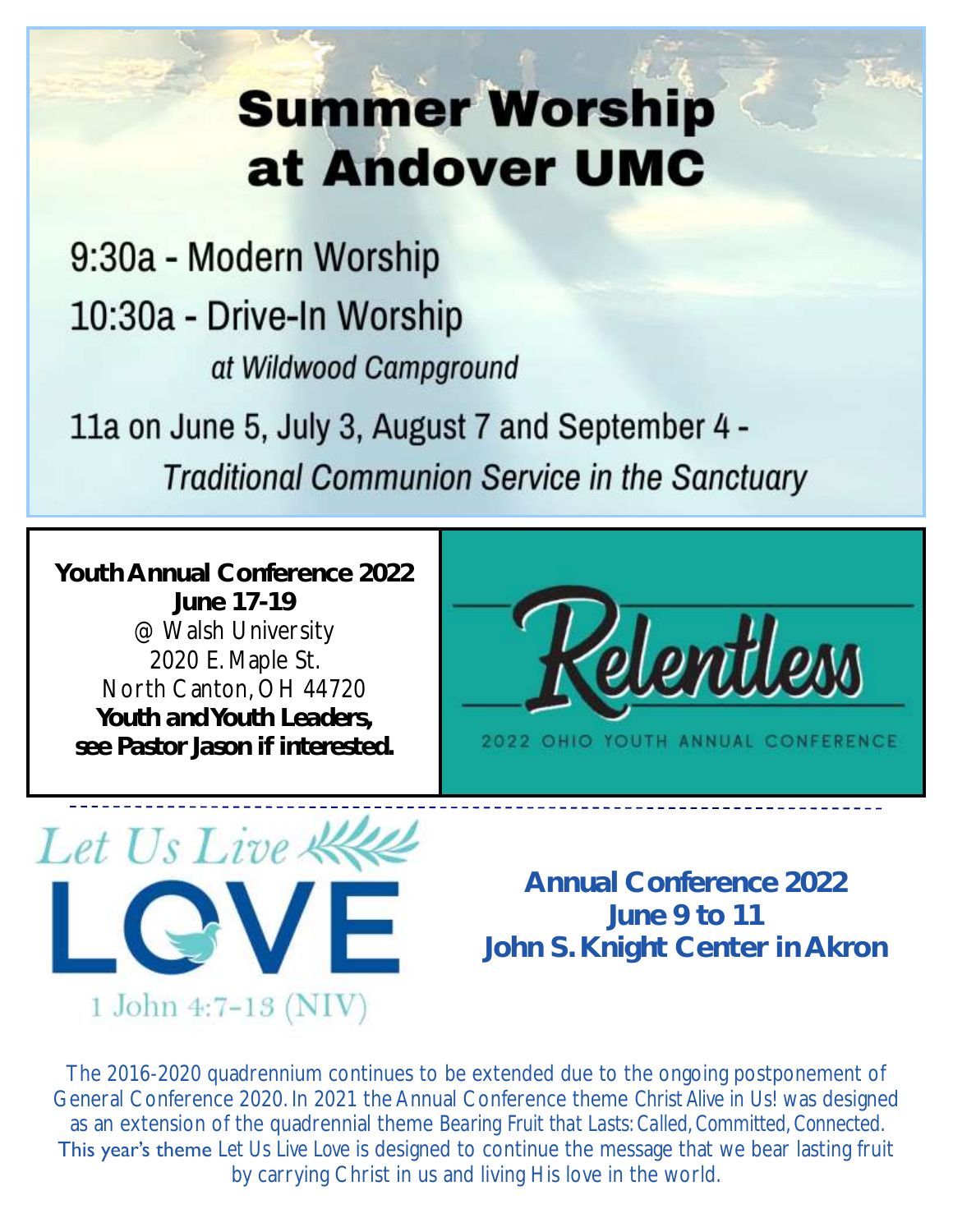# Summer Worship at Andover UMC

9:30a - Modern Worship

10:30a - Drive-In Worship

*at Wildwood Campground*

11a on June 5, July 3, August 7 and September 4 -

*Traditional Communion Service in the Sanctuary*

---

**Youth Annual Conference 2022**
**June 17-19**
@ Walsh University
2020 E. Maple St.
North Canton, OH 44720
**Youth and Youth Leaders, see Pastor Jason if interested.**

Relentless

2022 OHIO YOUTH ANNUAL CONFERENCE

---

Let Us Live

LOVE

1 John 4:7-13 (NIV)

**Annual Conference 2022**
**June 9 to 11**
**John S. Knight Center in Akron**

The 2016-2020 quadrennium continues to be extended due to the ongoing postponement of General Conference 2020. In 2021 the Annual Conference theme Christ Alive in Us! was designed as an extension of the quadrennial theme Bearing Fruit that Lasts: Called, Committed, Connected. This year's theme Let Us Live Love is designed to continue the message that we bear lasting fruit by carrying Christ in us and living His love in the world.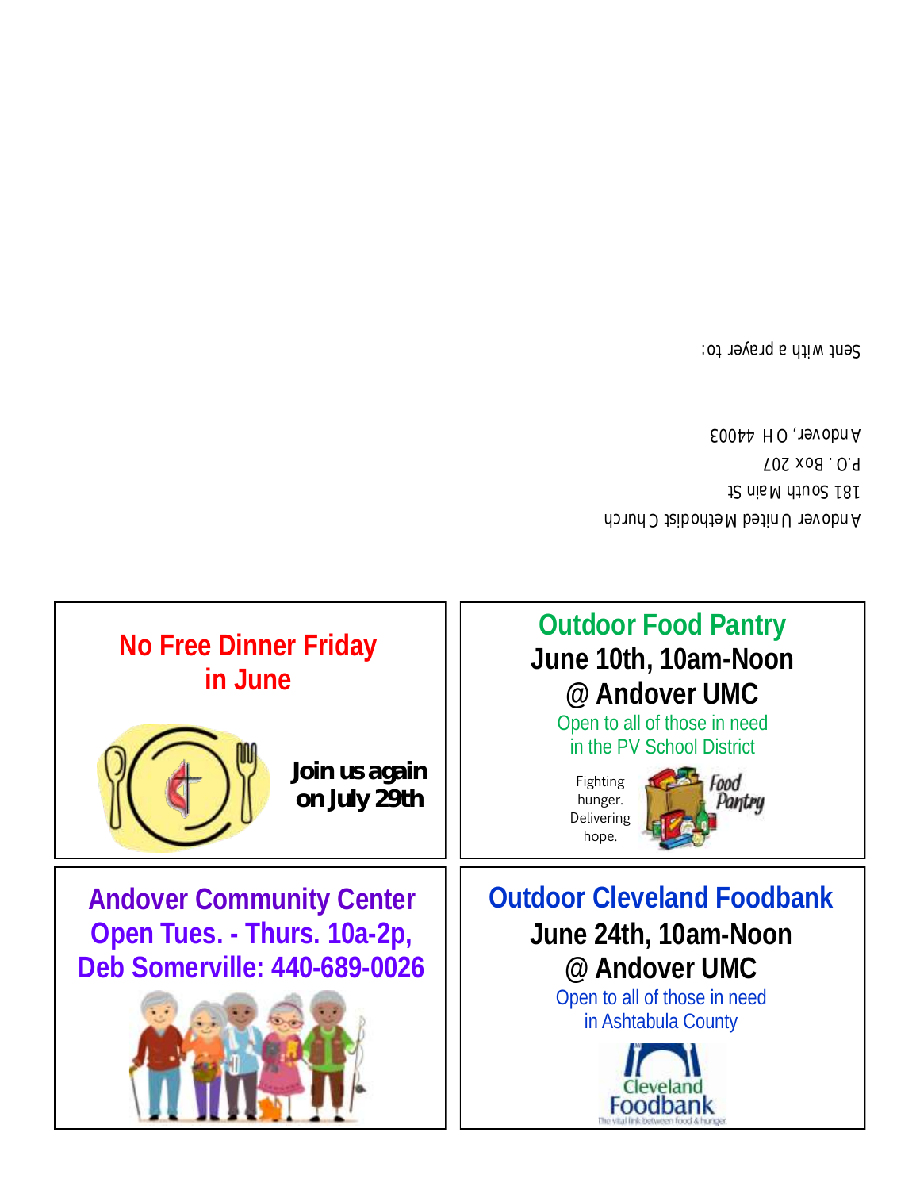Andover United Methodist Church
181 South Main St
P.O. Box 207
Andover, OH 44003

Sent with a prayer to:

## No Free Dinner Friday in June

**Join us again on July 29th**

## Outdoor Food Pantry

**June 10th, 10am-Noon**

**@ Andover UMC**

Open to all of those in need in the PV School District

Fighting hunger. Delivering hope.

Food Pantry

## Andover Community Center Open Tues. - Thurs. 10a-2p, Deb Somerville: 440-689-0026

## Outdoor Cleveland Foodbank

**June 24th, 10am-Noon**

**@ Andover UMC**

Open to all of those in need in Ashtabula County

Cleveland Foodbank

The vital link between food & hunger